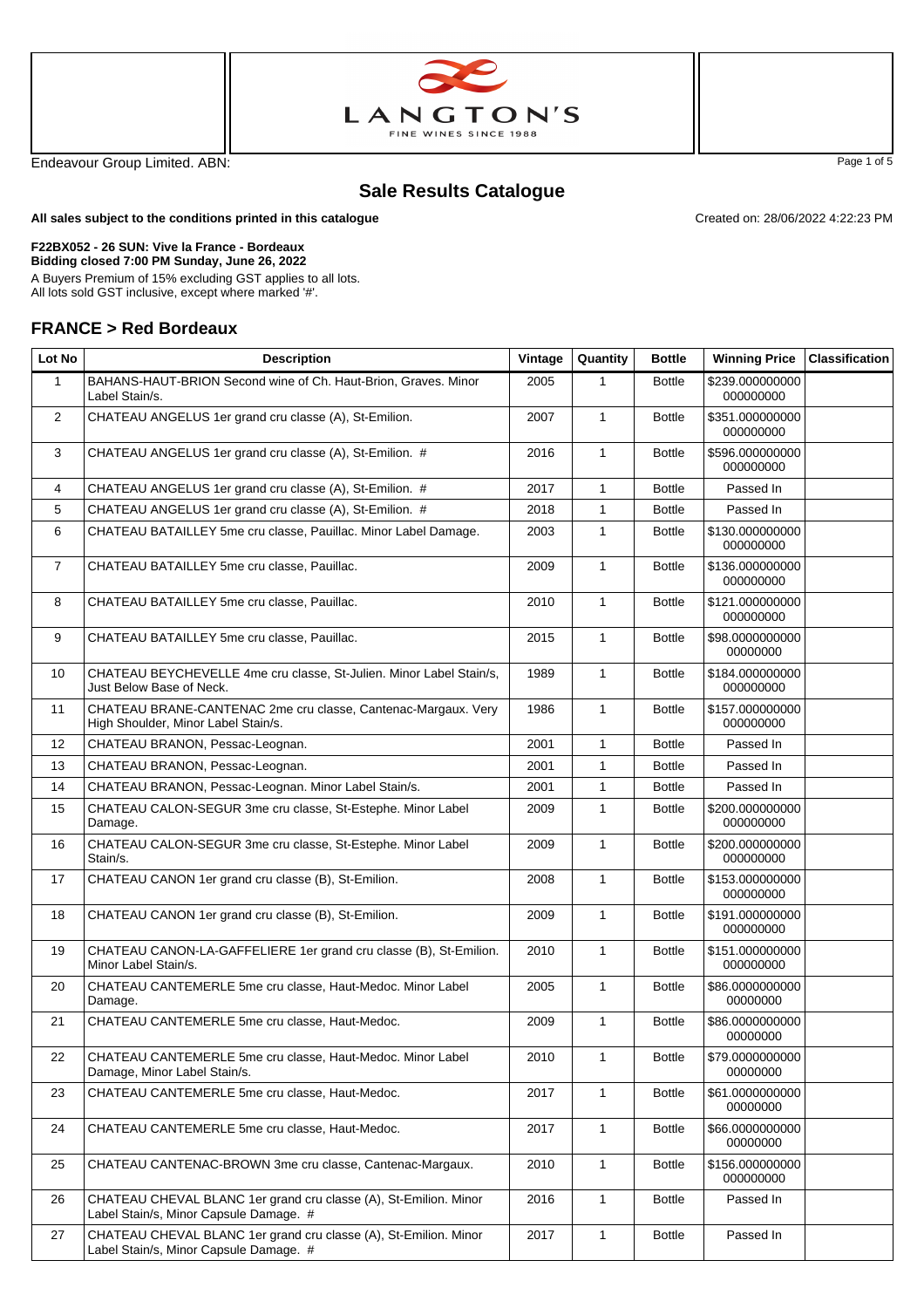LANGTON'S
FINE WINES SINCE 1988

Endeavour Group Limited. ABN:

## Sale Results Catalogue

**All sales subject to the conditions printed in this catalogue**

Created on: 28/06/2022 4:22:23 PM

**F22BX052 - 26 SUN: Vive la France - Bordeaux**
**Bidding closed 7:00 PM Sunday, June 26, 2022**
A Buyers Premium of 15% excluding GST applies to all lots.
All lots sold GST inclusive, except where marked '#'.

### FRANCE > Red Bordeaux

| Lot No | Description | Vintage | Quantity | Bottle | Winning Price | Classification |
|---|---|---|---|---|---|---|
| 1 | BAHANS-HAUT-BRION Second wine of Ch. Haut-Brion, Graves. Minor Label Stain/s. | 2005 | 1 | Bottle | $239.000000000000000000 | |
| 2 | CHATEAU ANGELUS 1er grand cru classe (A), St-Emilion. | 2007 | 1 | Bottle | $351.000000000000000000 | |
| 3 | CHATEAU ANGELUS 1er grand cru classe (A), St-Emilion. # | 2016 | 1 | Bottle | $596.000000000000000000 | |
| 4 | CHATEAU ANGELUS 1er grand cru classe (A), St-Emilion. # | 2017 | 1 | Bottle | Passed In | |
| 5 | CHATEAU ANGELUS 1er grand cru classe (A), St-Emilion. # | 2018 | 1 | Bottle | Passed In | |
| 6 | CHATEAU BATAILLEY 5me cru classe, Pauillac. Minor Label Damage. | 2003 | 1 | Bottle | $130.000000000000000000 | |
| 7 | CHATEAU BATAILLEY 5me cru classe, Pauillac. | 2009 | 1 | Bottle | $136.000000000000000000 | |
| 8 | CHATEAU BATAILLEY 5me cru classe, Pauillac. | 2010 | 1 | Bottle | $121.000000000000000000 | |
| 9 | CHATEAU BATAILLEY 5me cru classe, Pauillac. | 2015 | 1 | Bottle | $98.000000000000000000 | |
| 10 | CHATEAU BEYCHEVELLE 4me cru classe, St-Julien. Minor Label Stain/s, Just Below Base of Neck. | 1989 | 1 | Bottle | $184.000000000000000000 | |
| 11 | CHATEAU BRANE-CANTENAC 2me cru classe, Cantenac-Margaux. Very High Shoulder, Minor Label Stain/s. | 1986 | 1 | Bottle | $157.000000000000000000 | |
| 12 | CHATEAU BRANON, Pessac-Leognan. | 2001 | 1 | Bottle | Passed In | |
| 13 | CHATEAU BRANON, Pessac-Leognan. | 2001 | 1 | Bottle | Passed In | |
| 14 | CHATEAU BRANON, Pessac-Leognan. Minor Label Stain/s. | 2001 | 1 | Bottle | Passed In | |
| 15 | CHATEAU CALON-SEGUR 3me cru classe, St-Estephe. Minor Label Damage. | 2009 | 1 | Bottle | $200.000000000000000000 | |
| 16 | CHATEAU CALON-SEGUR 3me cru classe, St-Estephe. Minor Label Stain/s. | 2009 | 1 | Bottle | $200.000000000000000000 | |
| 17 | CHATEAU CANON 1er grand cru classe (B), St-Emilion. | 2008 | 1 | Bottle | $153.000000000000000000 | |
| 18 | CHATEAU CANON 1er grand cru classe (B), St-Emilion. | 2009 | 1 | Bottle | $191.000000000000000000 | |
| 19 | CHATEAU CANON-LA-GAFFELIERE 1er grand cru classe (B), St-Emilion. Minor Label Stain/s. | 2010 | 1 | Bottle | $151.000000000000000000 | |
| 20 | CHATEAU CANTEMERLE 5me cru classe, Haut-Medoc. Minor Label Damage. | 2005 | 1 | Bottle | $86.000000000000000000 | |
| 21 | CHATEAU CANTEMERLE 5me cru classe, Haut-Medoc. | 2009 | 1 | Bottle | $86.000000000000000000 | |
| 22 | CHATEAU CANTEMERLE 5me cru classe, Haut-Medoc. Minor Label Damage, Minor Label Stain/s. | 2010 | 1 | Bottle | $79.000000000000000000 | |
| 23 | CHATEAU CANTEMERLE 5me cru classe, Haut-Medoc. | 2017 | 1 | Bottle | $61.000000000000000000 | |
| 24 | CHATEAU CANTEMERLE 5me cru classe, Haut-Medoc. | 2017 | 1 | Bottle | $66.000000000000000000 | |
| 25 | CHATEAU CANTENAC-BROWN 3me cru classe, Cantenac-Margaux. | 2010 | 1 | Bottle | $156.000000000000000000 | |
| 26 | CHATEAU CHEVAL BLANC 1er grand cru classe (A), St-Emilion. Minor Label Stain/s, Minor Capsule Damage. # | 2016 | 1 | Bottle | Passed In | |
| 27 | CHATEAU CHEVAL BLANC 1er grand cru classe (A), St-Emilion. Minor Label Stain/s, Minor Capsule Damage. # | 2017 | 1 | Bottle | Passed In | |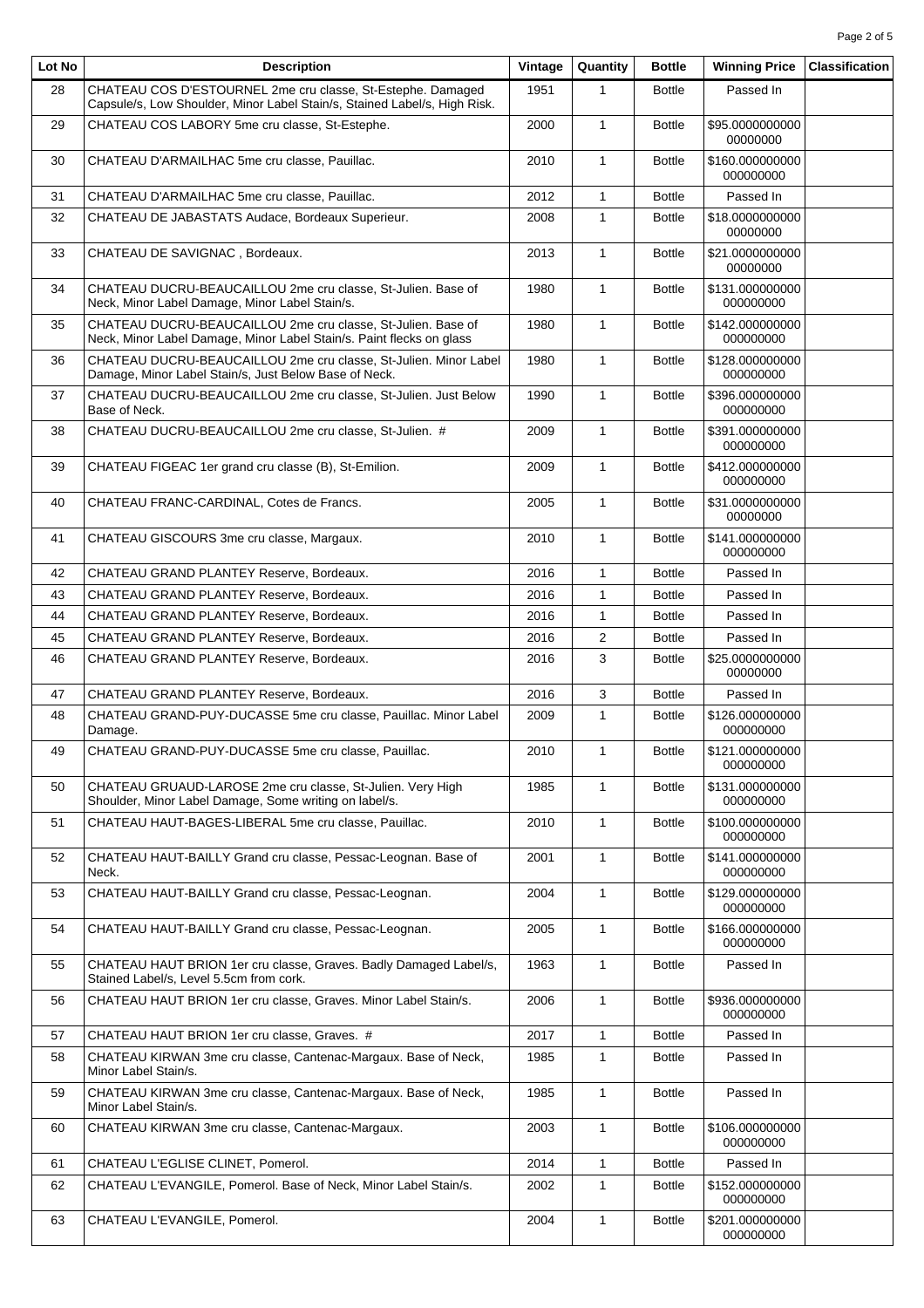| Lot No | Description | Vintage | Quantity | Bottle | Winning Price | Classification |
| --- | --- | --- | --- | --- | --- | --- |
| 28 | CHATEAU COS D'ESTOURNEL 2me cru classe, St-Estephe. Damaged Capsule/s, Low Shoulder, Minor Label Stain/s, Stained Label/s, High Risk. | 1951 | 1 | Bottle | Passed In | |
| 29 | CHATEAU COS LABORY 5me cru classe, St-Estephe. | 2000 | 1 | Bottle | $95.000000000000000000 | |
| 30 | CHATEAU D'ARMAILHAC 5me cru classe, Pauillac. | 2010 | 1 | Bottle | $160.000000000000000000 | |
| 31 | CHATEAU D'ARMAILHAC 5me cru classe, Pauillac. | 2012 | 1 | Bottle | Passed In | |
| 32 | CHATEAU DE JABASTATS Audace, Bordeaux Superieur. | 2008 | 1 | Bottle | $18.000000000000000000 | |
| 33 | CHATEAU DE SAVIGNAC , Bordeaux. | 2013 | 1 | Bottle | $21.000000000000000000 | |
| 34 | CHATEAU DUCRU-BEAUCAILLOU 2me cru classe, St-Julien. Base of Neck, Minor Label Damage, Minor Label Stain/s. | 1980 | 1 | Bottle | $131.000000000000000000 | |
| 35 | CHATEAU DUCRU-BEAUCAILLOU 2me cru classe, St-Julien. Base of Neck, Minor Label Damage, Minor Label Stain/s. Paint flecks on glass | 1980 | 1 | Bottle | $142.000000000000000000 | |
| 36 | CHATEAU DUCRU-BEAUCAILLOU 2me cru classe, St-Julien. Minor Label Damage, Minor Label Stain/s, Just Below Base of Neck. | 1980 | 1 | Bottle | $128.000000000000000000 | |
| 37 | CHATEAU DUCRU-BEAUCAILLOU 2me cru classe, St-Julien. Just Below Base of Neck. | 1990 | 1 | Bottle | $396.000000000000000000 | |
| 38 | CHATEAU DUCRU-BEAUCAILLOU 2me cru classe, St-Julien. # | 2009 | 1 | Bottle | $391.000000000000000000 | |
| 39 | CHATEAU FIGEAC 1er grand cru classe (B), St-Emilion. | 2009 | 1 | Bottle | $412.000000000000000000 | |
| 40 | CHATEAU FRANC-CARDINAL, Cotes de Francs. | 2005 | 1 | Bottle | $31.000000000000000000 | |
| 41 | CHATEAU GISCOURS 3me cru classe, Margaux. | 2010 | 1 | Bottle | $141.000000000000000000 | |
| 42 | CHATEAU GRAND PLANTEY Reserve, Bordeaux. | 2016 | 1 | Bottle | Passed In | |
| 43 | CHATEAU GRAND PLANTEY Reserve, Bordeaux. | 2016 | 1 | Bottle | Passed In | |
| 44 | CHATEAU GRAND PLANTEY Reserve, Bordeaux. | 2016 | 1 | Bottle | Passed In | |
| 45 | CHATEAU GRAND PLANTEY Reserve, Bordeaux. | 2016 | 2 | Bottle | Passed In | |
| 46 | CHATEAU GRAND PLANTEY Reserve, Bordeaux. | 2016 | 3 | Bottle | $25.000000000000000000 | |
| 47 | CHATEAU GRAND PLANTEY Reserve, Bordeaux. | 2016 | 3 | Bottle | Passed In | |
| 48 | CHATEAU GRAND-PUY-DUCASSE 5me cru classe, Pauillac. Minor Label Damage. | 2009 | 1 | Bottle | $126.000000000000000000 | |
| 49 | CHATEAU GRAND-PUY-DUCASSE 5me cru classe, Pauillac. | 2010 | 1 | Bottle | $121.000000000000000000 | |
| 50 | CHATEAU GRUAUD-LAROSE 2me cru classe, St-Julien. Very High Shoulder, Minor Label Damage, Some writing on label/s. | 1985 | 1 | Bottle | $131.000000000000000000 | |
| 51 | CHATEAU HAUT-BAGES-LIBERAL 5me cru classe, Pauillac. | 2010 | 1 | Bottle | $100.000000000000000000 | |
| 52 | CHATEAU HAUT-BAILLY Grand cru classe, Pessac-Leognan. Base of Neck. | 2001 | 1 | Bottle | $141.000000000000000000 | |
| 53 | CHATEAU HAUT-BAILLY Grand cru classe, Pessac-Leognan. | 2004 | 1 | Bottle | $129.000000000000000000 | |
| 54 | CHATEAU HAUT-BAILLY Grand cru classe, Pessac-Leognan. | 2005 | 1 | Bottle | $166.000000000000000000 | |
| 55 | CHATEAU HAUT BRION 1er cru classe, Graves. Badly Damaged Label/s, Stained Label/s, Level 5.5cm from cork. | 1963 | 1 | Bottle | Passed In | |
| 56 | CHATEAU HAUT BRION 1er cru classe, Graves. Minor Label Stain/s. | 2006 | 1 | Bottle | $936.000000000000000000 | |
| 57 | CHATEAU HAUT BRION 1er cru classe, Graves. # | 2017 | 1 | Bottle | Passed In | |
| 58 | CHATEAU KIRWAN 3me cru classe, Cantenac-Margaux. Base of Neck, Minor Label Stain/s. | 1985 | 1 | Bottle | Passed In | |
| 59 | CHATEAU KIRWAN 3me cru classe, Cantenac-Margaux. Base of Neck, Minor Label Stain/s. | 1985 | 1 | Bottle | Passed In | |
| 60 | CHATEAU KIRWAN 3me cru classe, Cantenac-Margaux. | 2003 | 1 | Bottle | $106.000000000000000000 | |
| 61 | CHATEAU L'EGLISE CLINET, Pomerol. | 2014 | 1 | Bottle | Passed In | |
| 62 | CHATEAU L'EVANGILE, Pomerol. Base of Neck, Minor Label Stain/s. | 2002 | 1 | Bottle | $152.000000000000000000 | |
| 63 | CHATEAU L'EVANGILE, Pomerol. | 2004 | 1 | Bottle | $201.000000000000000000 | |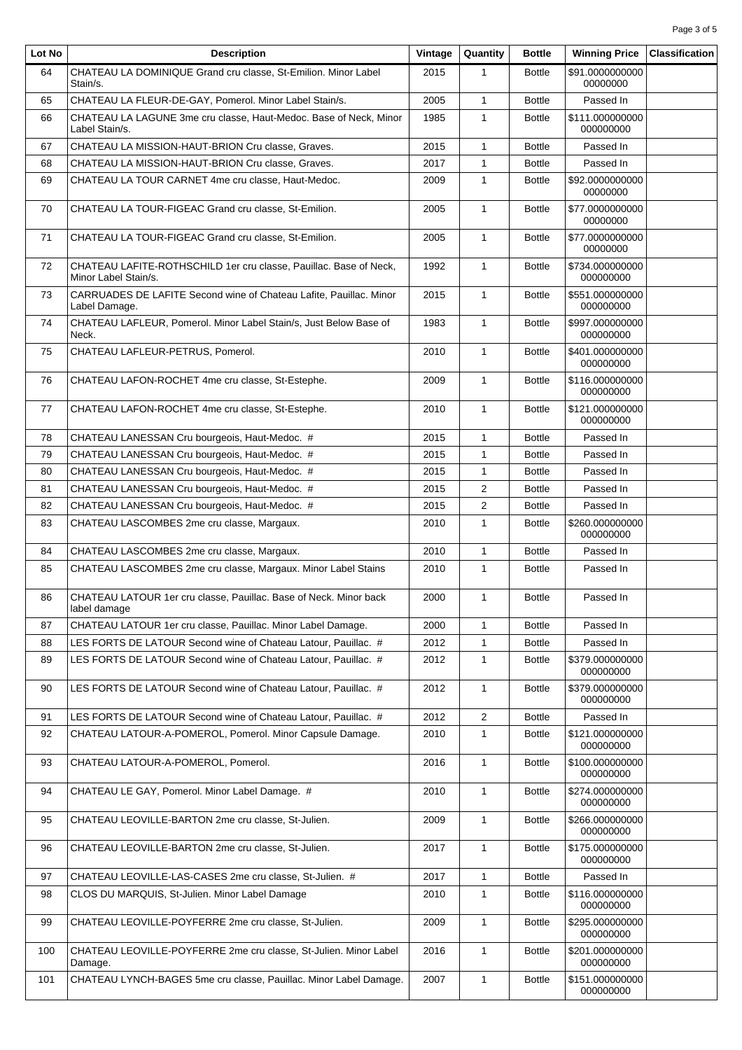| Lot No | Description | Vintage | Quantity | Bottle | Winning Price | Classification |
|---|---|---|---|---|---|---|
| 64 | CHATEAU LA DOMINIQUE Grand cru classe, St-Emilion. Minor Label Stain/s. | 2015 | 1 | Bottle | $91.000000000000000000 | |
| 65 | CHATEAU LA FLEUR-DE-GAY, Pomerol. Minor Label Stain/s. | 2005 | 1 | Bottle | Passed In | |
| 66 | CHATEAU LA LAGUNE 3me cru classe, Haut-Medoc. Base of Neck, Minor Label Stain/s. | 1985 | 1 | Bottle | $111.000000000000000000 | |
| 67 | CHATEAU LA MISSION-HAUT-BRION Cru classe, Graves. | 2015 | 1 | Bottle | Passed In | |
| 68 | CHATEAU LA MISSION-HAUT-BRION Cru classe, Graves. | 2017 | 1 | Bottle | Passed In | |
| 69 | CHATEAU LA TOUR CARNET 4me cru classe, Haut-Medoc. | 2009 | 1 | Bottle | $92.000000000000000000 | |
| 70 | CHATEAU LA TOUR-FIGEAC Grand cru classe, St-Emilion. | 2005 | 1 | Bottle | $77.000000000000000000 | |
| 71 | CHATEAU LA TOUR-FIGEAC Grand cru classe, St-Emilion. | 2005 | 1 | Bottle | $77.000000000000000000 | |
| 72 | CHATEAU LAFITE-ROTHSCHILD 1er cru classe, Pauillac. Base of Neck, Minor Label Stain/s. | 1992 | 1 | Bottle | $734.000000000000000000 | |
| 73 | CARRUADES DE LAFITE Second wine of Chateau Lafite, Pauillac. Minor Label Damage. | 2015 | 1 | Bottle | $551.000000000000000000 | |
| 74 | CHATEAU LAFLEUR, Pomerol. Minor Label Stain/s, Just Below Base of Neck. | 1983 | 1 | Bottle | $997.000000000000000000 | |
| 75 | CHATEAU LAFLEUR-PETRUS, Pomerol. | 2010 | 1 | Bottle | $401.000000000000000000 | |
| 76 | CHATEAU LAFON-ROCHET 4me cru classe, St-Estephe. | 2009 | 1 | Bottle | $116.000000000000000000 | |
| 77 | CHATEAU LAFON-ROCHET 4me cru classe, St-Estephe. | 2010 | 1 | Bottle | $121.000000000000000000 | |
| 78 | CHATEAU LANESSAN Cru bourgeois, Haut-Medoc. # | 2015 | 1 | Bottle | Passed In | |
| 79 | CHATEAU LANESSAN Cru bourgeois, Haut-Medoc. # | 2015 | 1 | Bottle | Passed In | |
| 80 | CHATEAU LANESSAN Cru bourgeois, Haut-Medoc. # | 2015 | 1 | Bottle | Passed In | |
| 81 | CHATEAU LANESSAN Cru bourgeois, Haut-Medoc. # | 2015 | 2 | Bottle | Passed In | |
| 82 | CHATEAU LANESSAN Cru bourgeois, Haut-Medoc. # | 2015 | 2 | Bottle | Passed In | |
| 83 | CHATEAU LASCOMBES 2me cru classe, Margaux. | 2010 | 1 | Bottle | $260.000000000000000000 | |
| 84 | CHATEAU LASCOMBES 2me cru classe, Margaux. | 2010 | 1 | Bottle | Passed In | |
| 85 | CHATEAU LASCOMBES 2me cru classe, Margaux. Minor Label Stains | 2010 | 1 | Bottle | Passed In | |
| 86 | CHATEAU LATOUR 1er cru classe, Pauillac. Base of Neck. Minor back label damage | 2000 | 1 | Bottle | Passed In | |
| 87 | CHATEAU LATOUR 1er cru classe, Pauillac. Minor Label Damage. | 2000 | 1 | Bottle | Passed In | |
| 88 | LES FORTS DE LATOUR Second wine of Chateau Latour, Pauillac. # | 2012 | 1 | Bottle | Passed In | |
| 89 | LES FORTS DE LATOUR Second wine of Chateau Latour, Pauillac. # | 2012 | 1 | Bottle | $379.000000000000000000 | |
| 90 | LES FORTS DE LATOUR Second wine of Chateau Latour, Pauillac. # | 2012 | 1 | Bottle | $379.000000000000000000 | |
| 91 | LES FORTS DE LATOUR Second wine of Chateau Latour, Pauillac. # | 2012 | 2 | Bottle | Passed In | |
| 92 | CHATEAU LATOUR-A-POMEROL, Pomerol. Minor Capsule Damage. | 2010 | 1 | Bottle | $121.000000000000000000 | |
| 93 | CHATEAU LATOUR-A-POMEROL, Pomerol. | 2016 | 1 | Bottle | $100.000000000000000000 | |
| 94 | CHATEAU LE GAY, Pomerol. Minor Label Damage. # | 2010 | 1 | Bottle | $274.000000000000000000 | |
| 95 | CHATEAU LEOVILLE-BARTON 2me cru classe, St-Julien. | 2009 | 1 | Bottle | $266.000000000000000000 | |
| 96 | CHATEAU LEOVILLE-BARTON 2me cru classe, St-Julien. | 2017 | 1 | Bottle | $175.000000000000000000 | |
| 97 | CHATEAU LEOVILLE-LAS-CASES 2me cru classe, St-Julien. # | 2017 | 1 | Bottle | Passed In | |
| 98 | CLOS DU MARQUIS, St-Julien. Minor Label Damage | 2010 | 1 | Bottle | $116.000000000000000000 | |
| 99 | CHATEAU LEOVILLE-POYFERRE 2me cru classe, St-Julien. | 2009 | 1 | Bottle | $295.000000000000000000 | |
| 100 | CHATEAU LEOVILLE-POYFERRE 2me cru classe, St-Julien. Minor Label Damage. | 2016 | 1 | Bottle | $201.000000000000000000 | |
| 101 | CHATEAU LYNCH-BAGES 5me cru classe, Pauillac. Minor Label Damage. | 2007 | 1 | Bottle | $151.000000000000000000 | |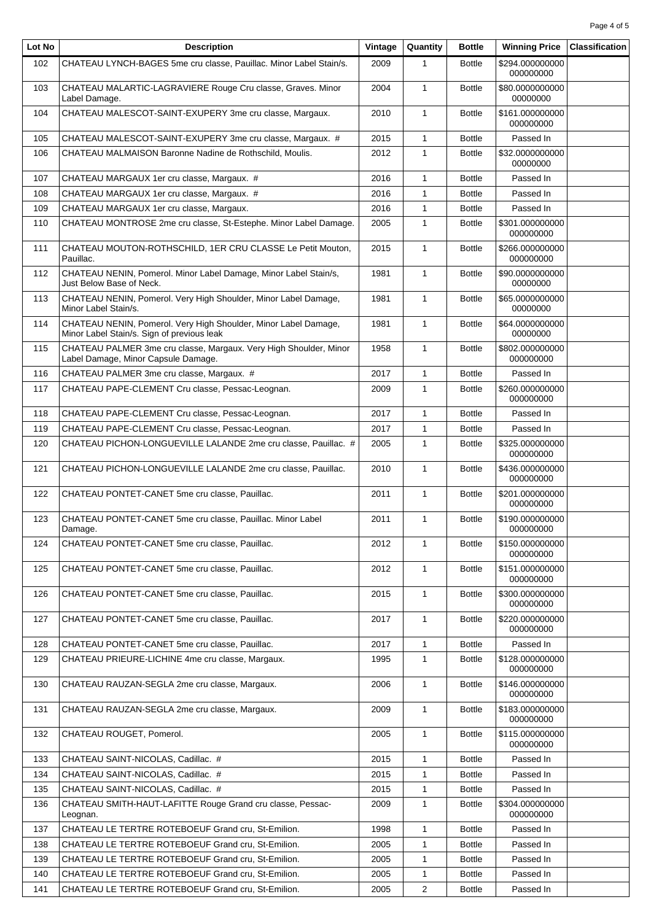| Lot No | Description | Vintage | Quantity | Bottle | Winning Price | Classification |
| --- | --- | --- | --- | --- | --- | --- |
| 102 | CHATEAU LYNCH-BAGES 5me cru classe, Pauillac. Minor Label Stain/s. | 2009 | 1 | Bottle | $294.000000000000000000 | |
| 103 | CHATEAU MALARTIC-LAGRAVIERE Rouge Cru classe, Graves. Minor Label Damage. | 2004 | 1 | Bottle | $80.000000000000000000 | |
| 104 | CHATEAU MALESCOT-SAINT-EXUPERY 3me cru classe, Margaux. | 2010 | 1 | Bottle | $161.000000000000000000 | |
| 105 | CHATEAU MALESCOT-SAINT-EXUPERY 3me cru classe, Margaux. # | 2015 | 1 | Bottle | Passed In | |
| 106 | CHATEAU MALMAISON Baronne Nadine de Rothschild, Moulis. | 2012 | 1 | Bottle | $32.000000000000000000 | |
| 107 | CHATEAU MARGAUX 1er cru classe, Margaux. # | 2016 | 1 | Bottle | Passed In | |
| 108 | CHATEAU MARGAUX 1er cru classe, Margaux. # | 2016 | 1 | Bottle | Passed In | |
| 109 | CHATEAU MARGAUX 1er cru classe, Margaux. | 2016 | 1 | Bottle | Passed In | |
| 110 | CHATEAU MONTROSE 2me cru classe, St-Estephe. Minor Label Damage. | 2005 | 1 | Bottle | $301.000000000000000000 | |
| 111 | CHATEAU MOUTON-ROTHSCHILD, 1ER CRU CLASSE Le Petit Mouton, Pauillac. | 2015 | 1 | Bottle | $266.000000000000000000 | |
| 112 | CHATEAU NENIN, Pomerol. Minor Label Damage, Minor Label Stain/s, Just Below Base of Neck. | 1981 | 1 | Bottle | $90.000000000000000000 | |
| 113 | CHATEAU NENIN, Pomerol. Very High Shoulder, Minor Label Damage, Minor Label Stain/s. | 1981 | 1 | Bottle | $65.000000000000000000 | |
| 114 | CHATEAU NENIN, Pomerol. Very High Shoulder, Minor Label Damage, Minor Label Stain/s. Sign of previous leak | 1981 | 1 | Bottle | $64.000000000000000000 | |
| 115 | CHATEAU PALMER 3me cru classe, Margaux. Very High Shoulder, Minor Label Damage, Minor Capsule Damage. | 1958 | 1 | Bottle | $802.000000000000000000 | |
| 116 | CHATEAU PALMER 3me cru classe, Margaux. # | 2017 | 1 | Bottle | Passed In | |
| 117 | CHATEAU PAPE-CLEMENT Cru classe, Pessac-Leognan. | 2009 | 1 | Bottle | $260.000000000000000000 | |
| 118 | CHATEAU PAPE-CLEMENT Cru classe, Pessac-Leognan. | 2017 | 1 | Bottle | Passed In | |
| 119 | CHATEAU PAPE-CLEMENT Cru classe, Pessac-Leognan. | 2017 | 1 | Bottle | Passed In | |
| 120 | CHATEAU PICHON-LONGUEVILLE LALANDE 2me cru classe, Pauillac. # | 2005 | 1 | Bottle | $325.000000000000000000 | |
| 121 | CHATEAU PICHON-LONGUEVILLE LALANDE 2me cru classe, Pauillac. | 2010 | 1 | Bottle | $436.000000000000000000 | |
| 122 | CHATEAU PONTET-CANET 5me cru classe, Pauillac. | 2011 | 1 | Bottle | $201.000000000000000000 | |
| 123 | CHATEAU PONTET-CANET 5me cru classe, Pauillac. Minor Label Damage. | 2011 | 1 | Bottle | $190.000000000000000000 | |
| 124 | CHATEAU PONTET-CANET 5me cru classe, Pauillac. | 2012 | 1 | Bottle | $150.000000000000000000 | |
| 125 | CHATEAU PONTET-CANET 5me cru classe, Pauillac. | 2012 | 1 | Bottle | $151.000000000000000000 | |
| 126 | CHATEAU PONTET-CANET 5me cru classe, Pauillac. | 2015 | 1 | Bottle | $300.000000000000000000 | |
| 127 | CHATEAU PONTET-CANET 5me cru classe, Pauillac. | 2017 | 1 | Bottle | $220.000000000000000000 | |
| 128 | CHATEAU PONTET-CANET 5me cru classe, Pauillac. | 2017 | 1 | Bottle | Passed In | |
| 129 | CHATEAU PRIEURE-LICHINE 4me cru classe, Margaux. | 1995 | 1 | Bottle | $128.000000000000000000 | |
| 130 | CHATEAU RAUZAN-SEGLA 2me cru classe, Margaux. | 2006 | 1 | Bottle | $146.000000000000000000 | |
| 131 | CHATEAU RAUZAN-SEGLA 2me cru classe, Margaux. | 2009 | 1 | Bottle | $183.000000000000000000 | |
| 132 | CHATEAU ROUGET, Pomerol. | 2005 | 1 | Bottle | $115.000000000000000000 | |
| 133 | CHATEAU SAINT-NICOLAS, Cadillac. # | 2015 | 1 | Bottle | Passed In | |
| 134 | CHATEAU SAINT-NICOLAS, Cadillac. # | 2015 | 1 | Bottle | Passed In | |
| 135 | CHATEAU SAINT-NICOLAS, Cadillac. # | 2015 | 1 | Bottle | Passed In | |
| 136 | CHATEAU SMITH-HAUT-LAFITTE Rouge Grand cru classe, Pessac-Leognan. | 2009 | 1 | Bottle | $304.000000000000000000 | |
| 137 | CHATEAU LE TERTRE ROTEBOEUF Grand cru, St-Emilion. | 1998 | 1 | Bottle | Passed In | |
| 138 | CHATEAU LE TERTRE ROTEBOEUF Grand cru, St-Emilion. | 2005 | 1 | Bottle | Passed In | |
| 139 | CHATEAU LE TERTRE ROTEBOEUF Grand cru, St-Emilion. | 2005 | 1 | Bottle | Passed In | |
| 140 | CHATEAU LE TERTRE ROTEBOEUF Grand cru, St-Emilion. | 2005 | 1 | Bottle | Passed In | |
| 141 | CHATEAU LE TERTRE ROTEBOEUF Grand cru, St-Emilion. | 2005 | 2 | Bottle | Passed In | |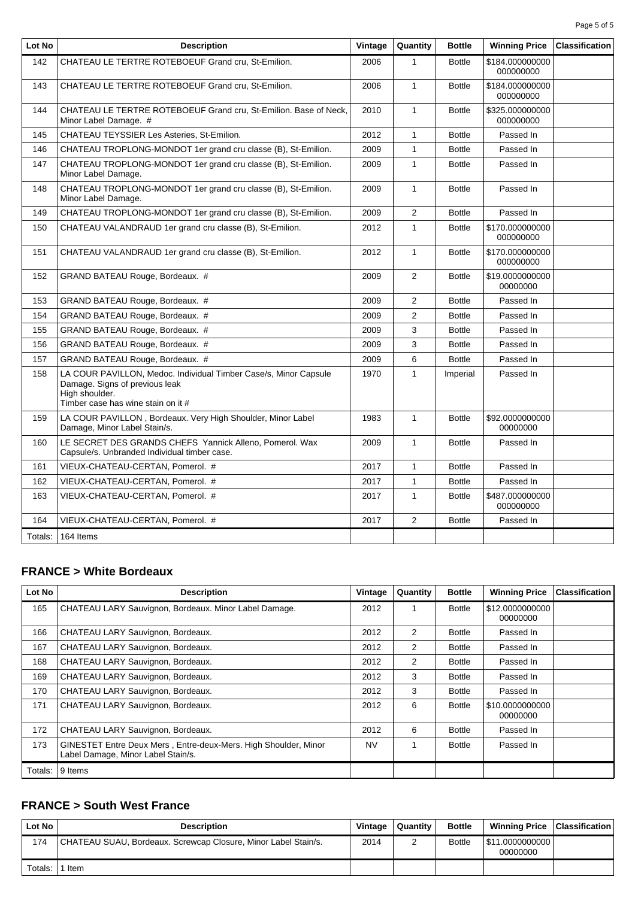| Lot No | Description | Vintage | Quantity | Bottle | Winning Price | Classification |
| --- | --- | --- | --- | --- | --- | --- |
| 142 | CHATEAU LE TERTRE ROTEBOEUF Grand cru, St-Emilion. | 2006 | 1 | Bottle | $184.000000000000000000 | |
| 143 | CHATEAU LE TERTRE ROTEBOEUF Grand cru, St-Emilion. | 2006 | 1 | Bottle | $184.000000000000000000 | |
| 144 | CHATEAU LE TERTRE ROTEBOEUF Grand cru, St-Emilion. Base of Neck, Minor Label Damage. # | 2010 | 1 | Bottle | $325.000000000000000000 | |
| 145 | CHATEAU TEYSSIER Les Asteries, St-Emilion. | 2012 | 1 | Bottle | Passed In | |
| 146 | CHATEAU TROPLONG-MONDOT 1er grand cru classe (B), St-Emilion. | 2009 | 1 | Bottle | Passed In | |
| 147 | CHATEAU TROPLONG-MONDOT 1er grand cru classe (B), St-Emilion. Minor Label Damage. | 2009 | 1 | Bottle | Passed In | |
| 148 | CHATEAU TROPLONG-MONDOT 1er grand cru classe (B), St-Emilion. Minor Label Damage. | 2009 | 1 | Bottle | Passed In | |
| 149 | CHATEAU TROPLONG-MONDOT 1er grand cru classe (B), St-Emilion. | 2009 | 2 | Bottle | Passed In | |
| 150 | CHATEAU VALANDRAUD 1er grand cru classe (B), St-Emilion. | 2012 | 1 | Bottle | $170.000000000000000000 | |
| 151 | CHATEAU VALANDRAUD 1er grand cru classe (B), St-Emilion. | 2012 | 1 | Bottle | $170.000000000000000000 | |
| 152 | GRAND BATEAU Rouge, Bordeaux. # | 2009 | 2 | Bottle | $19.000000000000000000 | |
| 153 | GRAND BATEAU Rouge, Bordeaux. # | 2009 | 2 | Bottle | Passed In | |
| 154 | GRAND BATEAU Rouge, Bordeaux. # | 2009 | 2 | Bottle | Passed In | |
| 155 | GRAND BATEAU Rouge, Bordeaux. # | 2009 | 3 | Bottle | Passed In | |
| 156 | GRAND BATEAU Rouge, Bordeaux. # | 2009 | 3 | Bottle | Passed In | |
| 157 | GRAND BATEAU Rouge, Bordeaux. # | 2009 | 6 | Bottle | Passed In | |
| 158 | LA COUR PAVILLON, Medoc. Individual Timber Case/s, Minor Capsule Damage. Signs of previous leak High shoulder. Timber case has wine stain on it # | 1970 | 1 | Imperial | Passed In | |
| 159 | LA COUR PAVILLON , Bordeaux. Very High Shoulder, Minor Label Damage, Minor Label Stain/s. | 1983 | 1 | Bottle | $92.000000000000000000 | |
| 160 | LE SECRET DES GRANDS CHEFS Yannick Alleno, Pomerol. Wax Capsule/s. Unbranded Individual timber case. | 2009 | 1 | Bottle | Passed In | |
| 161 | VIEUX-CHATEAU-CERTAN, Pomerol. # | 2017 | 1 | Bottle | Passed In | |
| 162 | VIEUX-CHATEAU-CERTAN, Pomerol. # | 2017 | 1 | Bottle | Passed In | |
| 163 | VIEUX-CHATEAU-CERTAN, Pomerol. # | 2017 | 1 | Bottle | $487.000000000000000000 | |
| 164 | VIEUX-CHATEAU-CERTAN, Pomerol. # | 2017 | 2 | Bottle | Passed In | |
| Totals: | 164 Items | | | | | |

## FRANCE > White Bordeaux

| Lot No | Description | Vintage | Quantity | Bottle | Winning Price | Classification |
| --- | --- | --- | --- | --- | --- | --- |
| 165 | CHATEAU LARY Sauvignon, Bordeaux. Minor Label Damage. | 2012 | 1 | Bottle | $12.000000000000000000 | |
| 166 | CHATEAU LARY Sauvignon, Bordeaux. | 2012 | 2 | Bottle | Passed In | |
| 167 | CHATEAU LARY Sauvignon, Bordeaux. | 2012 | 2 | Bottle | Passed In | |
| 168 | CHATEAU LARY Sauvignon, Bordeaux. | 2012 | 2 | Bottle | Passed In | |
| 169 | CHATEAU LARY Sauvignon, Bordeaux. | 2012 | 3 | Bottle | Passed In | |
| 170 | CHATEAU LARY Sauvignon, Bordeaux. | 2012 | 3 | Bottle | Passed In | |
| 171 | CHATEAU LARY Sauvignon, Bordeaux. | 2012 | 6 | Bottle | $10.000000000000000000 | |
| 172 | CHATEAU LARY Sauvignon, Bordeaux. | 2012 | 6 | Bottle | Passed In | |
| 173 | GINESTET Entre Deux Mers , Entre-deux-Mers. High Shoulder, Minor Label Damage, Minor Label Stain/s. | NV | 1 | Bottle | Passed In | |
| Totals: | 9 Items | | | | | |

## FRANCE > South West France

| Lot No | Description | Vintage | Quantity | Bottle | Winning Price | Classification |
| --- | --- | --- | --- | --- | --- | --- |
| 174 | CHATEAU SUAU, Bordeaux. Screwcap Closure, Minor Label Stain/s. | 2014 | 2 | Bottle | $11.000000000000000000 | |
| Totals: | 1 Item | | | | | |